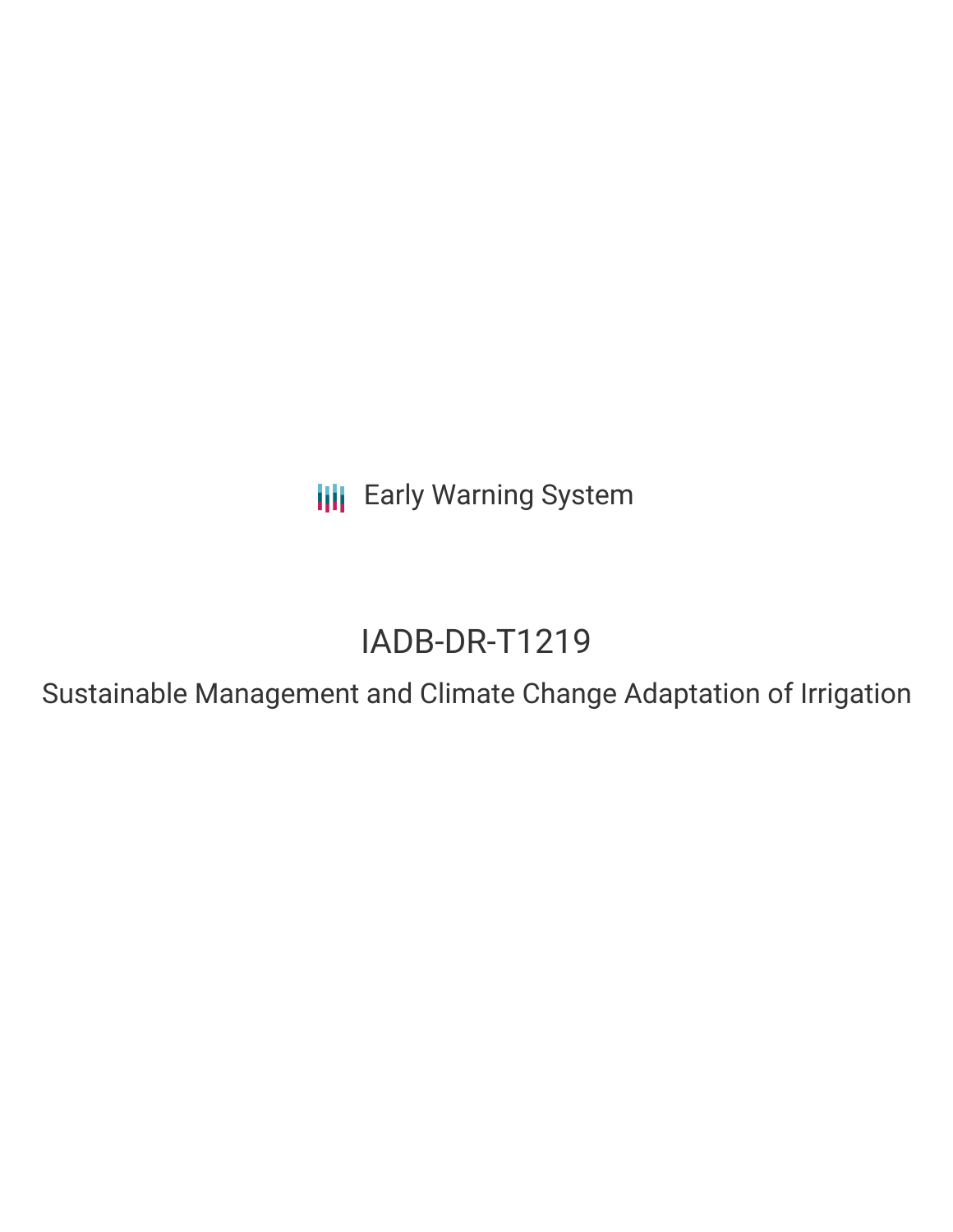Early Warning System

# IADB-DR-T1219

## Sustainable Management and Climate Change Adaptation of Irrigation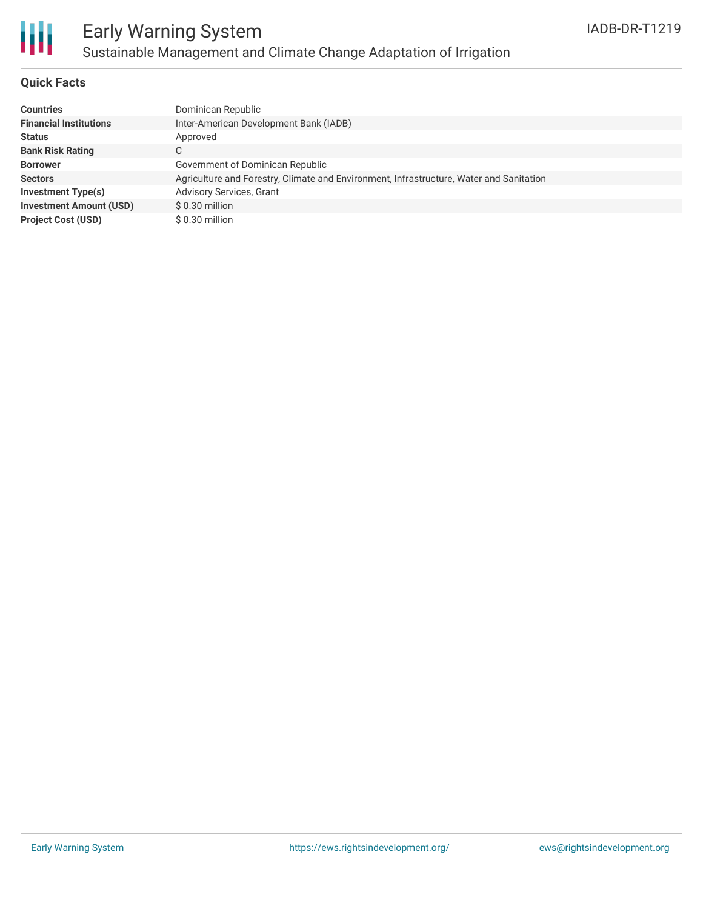# Early Warning System

## Sustainable Management and Climate Change Adaptation of Irrigation

IADB-DR-T1219

### Quick Facts

| | |
|---|---|
| **Countries** | Dominican Republic |
| **Financial Institutions** | Inter-American Development Bank (IADB) |
| **Status** | Approved |
| **Bank Risk Rating** | C |
| **Borrower** | Government of Dominican Republic |
| **Sectors** | Agriculture and Forestry, Climate and Environment, Infrastructure, Water and Sanitation |
| **Investment Type(s)** | Advisory Services, Grant |
| **Investment Amount (USD)** | $ 0.30 million |
| **Project Cost (USD)** | $ 0.30 million |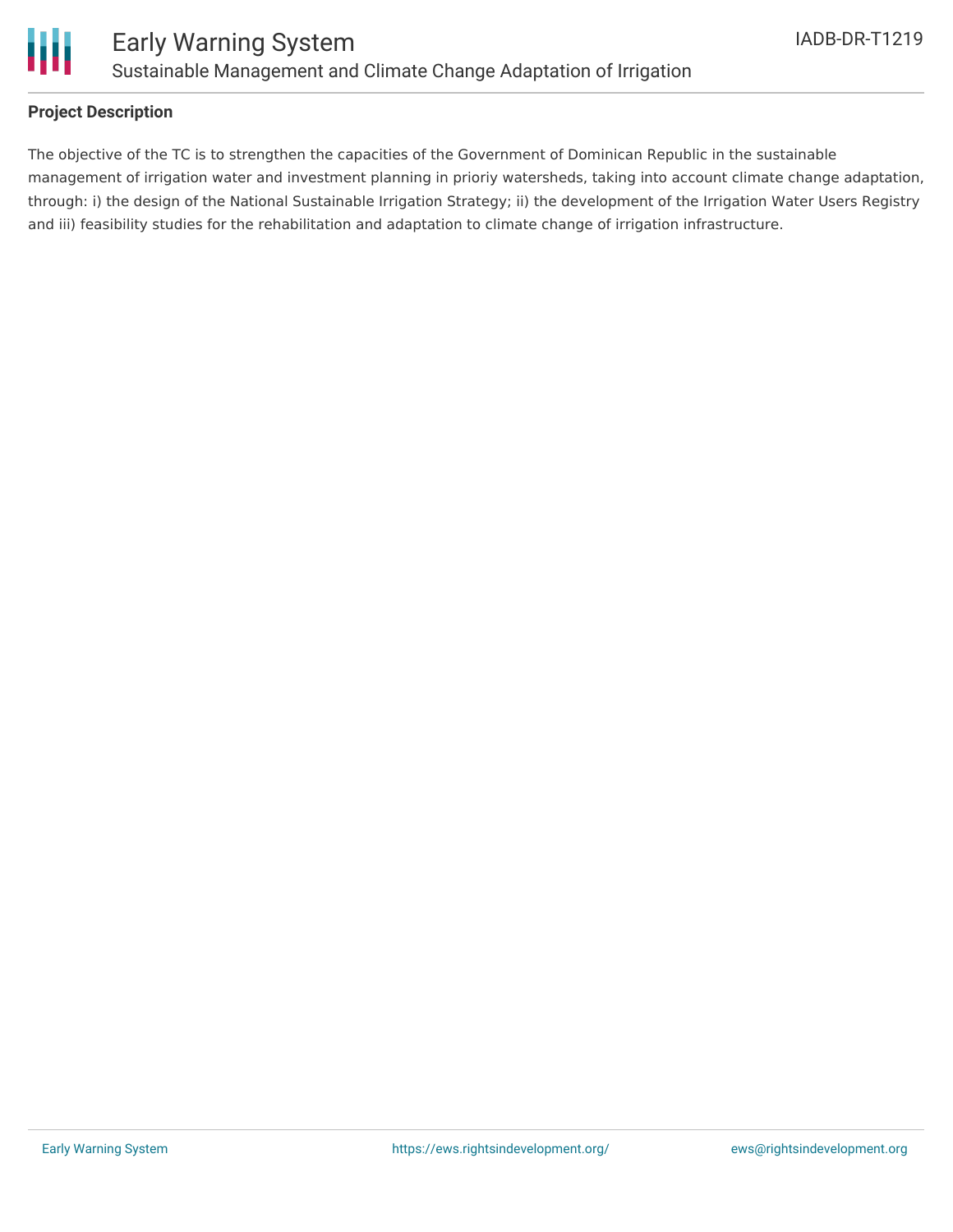## Project Description

The objective of the TC is to strengthen the capacities of the Government of Dominican Republic in the sustainable management of irrigation water and investment planning in prioriy watersheds, taking into account climate change adaptation, through: i) the design of the National Sustainable Irrigation Strategy; ii) the development of the Irrigation Water Users Registry and iii) feasibility studies for the rehabilitation and adaptation to climate change of irrigation infrastructure.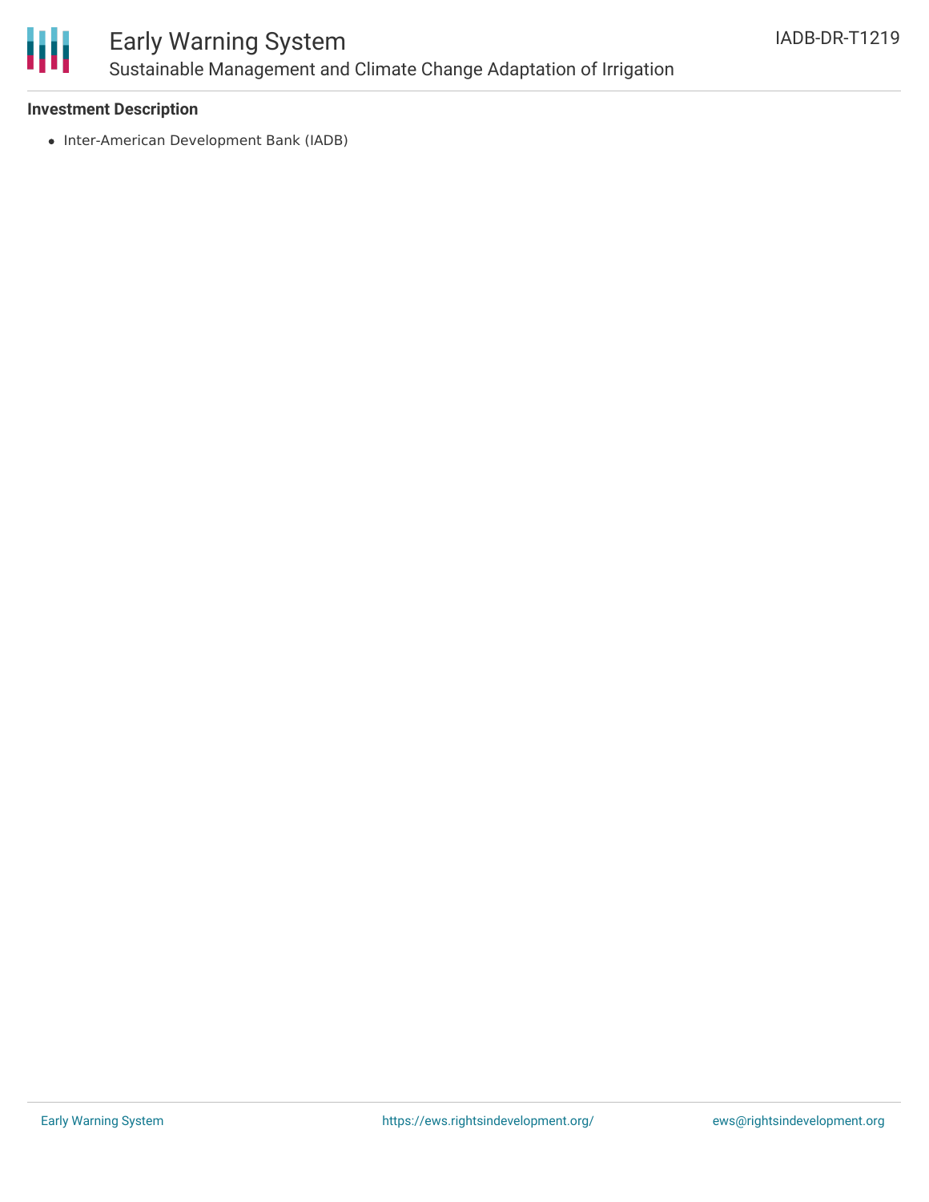### Investment Description

- Inter-American Development Bank (IADB)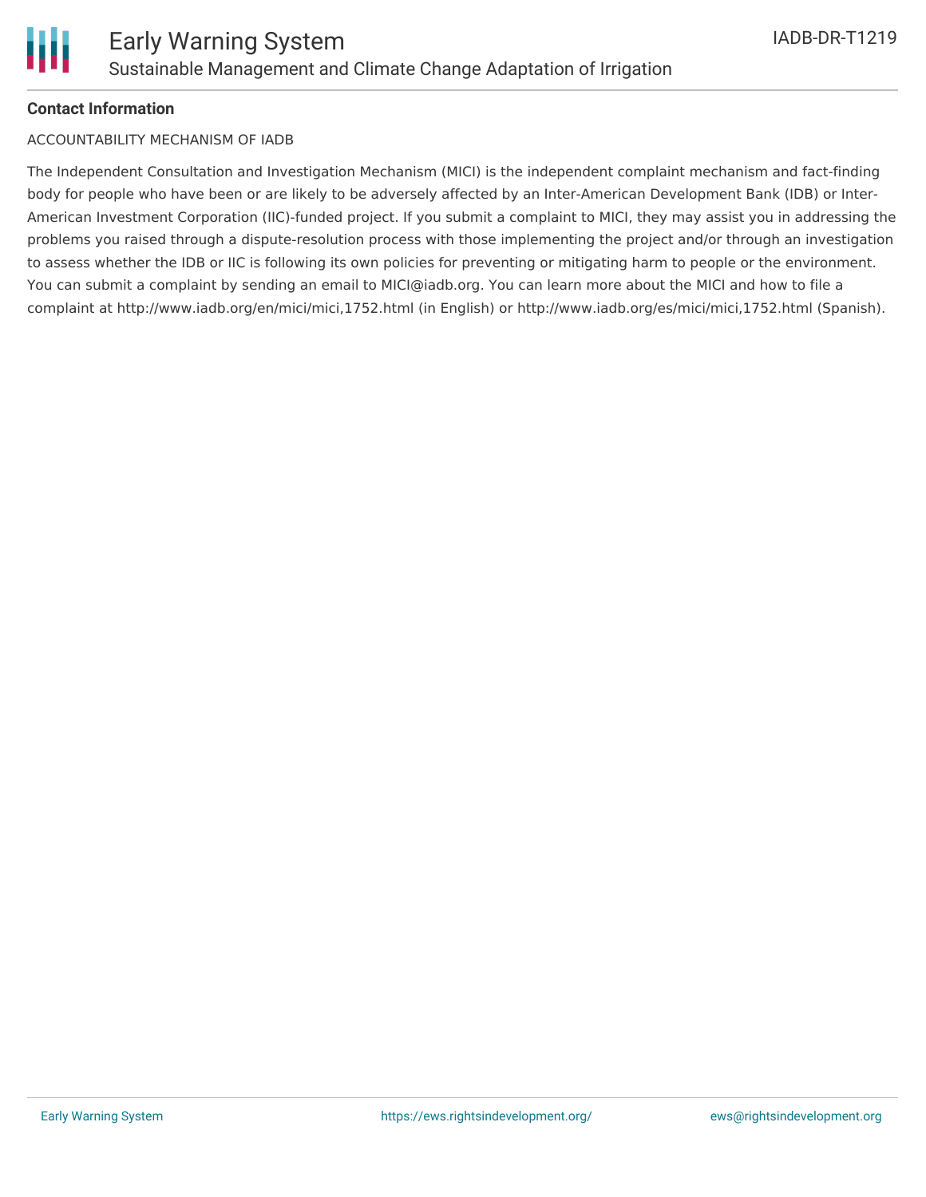**Contact Information**

ACCOUNTABILITY MECHANISM OF IADB

The Independent Consultation and Investigation Mechanism (MICI) is the independent complaint mechanism and fact-finding body for people who have been or are likely to be adversely affected by an Inter-American Development Bank (IDB) or Inter-American Investment Corporation (IIC)-funded project. If you submit a complaint to MICI, they may assist you in addressing the problems you raised through a dispute-resolution process with those implementing the project and/or through an investigation to assess whether the IDB or IIC is following its own policies for preventing or mitigating harm to people or the environment. You can submit a complaint by sending an email to MICI@iadb.org. You can learn more about the MICI and how to file a complaint at http://www.iadb.org/en/mici/mici,1752.html (in English) or http://www.iadb.org/es/mici/mici,1752.html (Spanish).